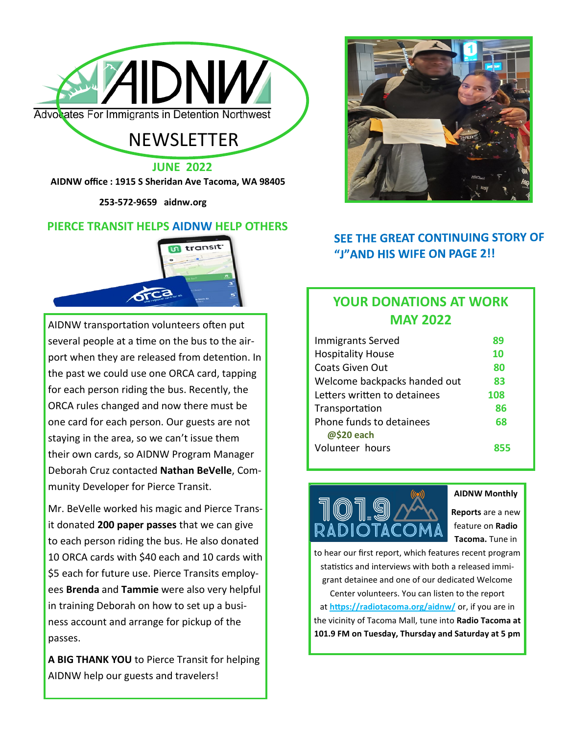# AIDNW

Advocates For Immigrants in Detention Northwest

# NEWSLETTER

**JUNE 2022**

**AIDNW office : 1915 S Sheridan Ave Tacoma, WA 98405**

**253-572-9659 aidnw.org**

## PIERCE TRANSIT HELPS AIDNW HELP OTHERS

AIDNW transportation volunteers often put several people at a time on the bus to the airport when they are released from detention. In the past we could use one ORCA card, tapping for each person riding the bus. Recently, the ORCA rules changed and now there must be one card for each person. Our guests are not staying in the area, so we can't issue them their own cards, so AIDNW Program Manager Deborah Cruz contacted **Nathan BeVelle**, Community Developer for Pierce Transit.

Mr. BeVelle worked his magic and Pierce Transit donated **200 paper passes** that we can give to each person riding the bus. He also donated 10 ORCA cards with $40 each and 10 cards with $5 each for future use. Pierce Transits employees **Brenda** and **Tammie** were also very helpful in training Deborah on how to set up a business account and arrange for pickup of the passes.

**A BIG THANK YOU** to Pierce Transit for helping AIDNW help our guests and travelers!

## SEE THE GREAT CONTINUING STORY OF "J"AND HIS WIFE ON PAGE 2!!

## YOUR DONATIONS AT WORK MAY 2022

| | |
|---|---|
| Immigrants Served | 89 |
| Hospitality House | 10 |
| Coats Given Out | 80 |
| Welcome backpacks handed out | 83 |
| Letters written to detainees | 108 |
| Transportation | 86 |
| Phone funds to detainees **@$20 each** | 68 |
| Volunteer hours | 855 |

101.9 RADIOTACOMA

**AIDNW Monthly Reports** are a new feature on **Radio Tacoma.** Tune in to hear our first report, which features recent program statistics and interviews with both a released immigrant detainee and one of our dedicated Welcome Center volunteers. You can listen to the report at **https://radiotacoma.org/aidnw/** or, if you are in the vicinity of Tacoma Mall, tune into **Radio Tacoma at 101.9 FM on Tuesday, Thursday and Saturday at 5 pm**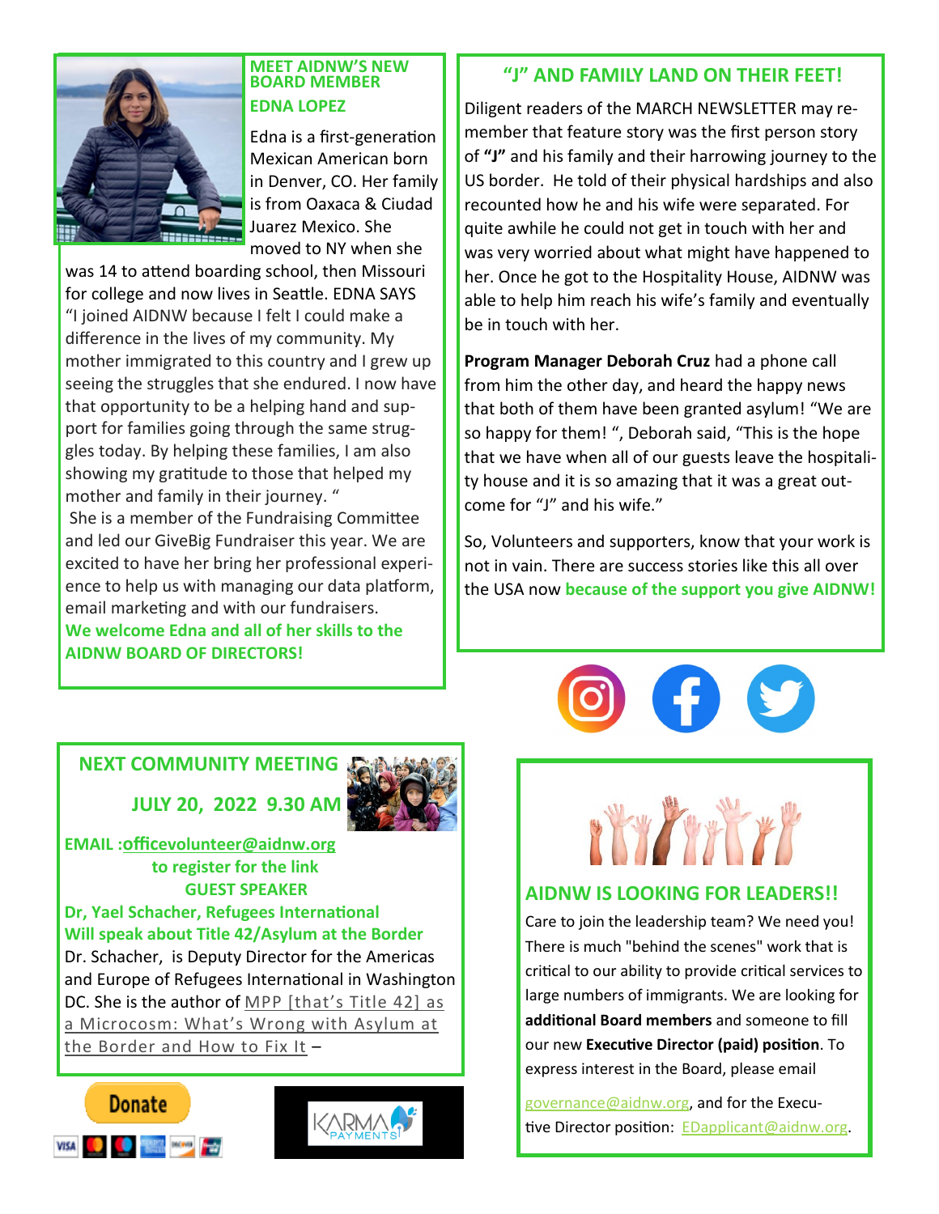## MEET AIDNW'S NEW BOARD MEMBER

### EDNA LOPEZ

Edna is a first-generation Mexican American born in Denver, CO. Her family is from Oaxaca & Ciudad Juarez Mexico. She moved to NY when she was 14 to attend boarding school, then Missouri for college and now lives in Seattle. EDNA SAYS "I joined AIDNW because I felt I could make a difference in the lives of my community. My mother immigrated to this country and I grew up seeing the struggles that she endured. I now have that opportunity to be a helping hand and support for families going through the same struggles today. By helping these families, I am also showing my gratitude to those that helped my mother and family in their journey. "

She is a member of the Fundraising Committee and led our GiveBig Fundraiser this year. We are excited to have her bring her professional experience to help us with managing our data platform, email marketing and with our fundraisers.

**We welcome Edna and all of her skills to the AIDNW BOARD OF DIRECTORS!**

## "J" AND FAMILY LAND ON THEIR FEET!

Diligent readers of the MARCH NEWSLETTER may remember that feature story was the first person story of **"J"** and his family and their harrowing journey to the US border. He told of their physical hardships and also recounted how he and his wife were separated. For quite awhile he could not get in touch with her and was very worried about what might have happened to her. Once he got to the Hospitality House, AIDNW was able to help him reach his wife's family and eventually be in touch with her.

**Program Manager Deborah Cruz** had a phone call from him the other day, and heard the happy news that both of them have been granted asylum! "We are so happy for them! ", Deborah said, "This is the hope that we have when all of our guests leave the hospitality house and it is so amazing that it was a great outcome for "J" and his wife."

So, Volunteers and supporters, know that your work is not in vain. There are success stories like this all over the USA now **because of the support you give AIDNW!**

## NEXT COMMUNITY MEETING

## JULY 20, 2022 9.30 AM

**EMAIL :officevolunteer@aidnw.org to register for the link**

**GUEST SPEAKER**

**Dr, Yael Schacher, Refugees International**

**Will speak about Title 42/Asylum at the Border**

Dr. Schacher, is Deputy Director for the Americas and Europe of Refugees International in Washington DC. She is the author of MPP [that's Title 42] as a Microcosm: What's Wrong with Asylum at the Border and How to Fix It –

Donate

## AIDNW IS LOOKING FOR LEADERS!!

Care to join the leadership team? We need you! There is much "behind the scenes" work that is critical to our ability to provide critical services to large numbers of immigrants. We are looking for **additional Board members** and someone to fill our new **Executive Director (paid) position**. To express interest in the Board, please email governance@aidnw.org, and for the Executive Director position: EDapplicant@aidnw.org.